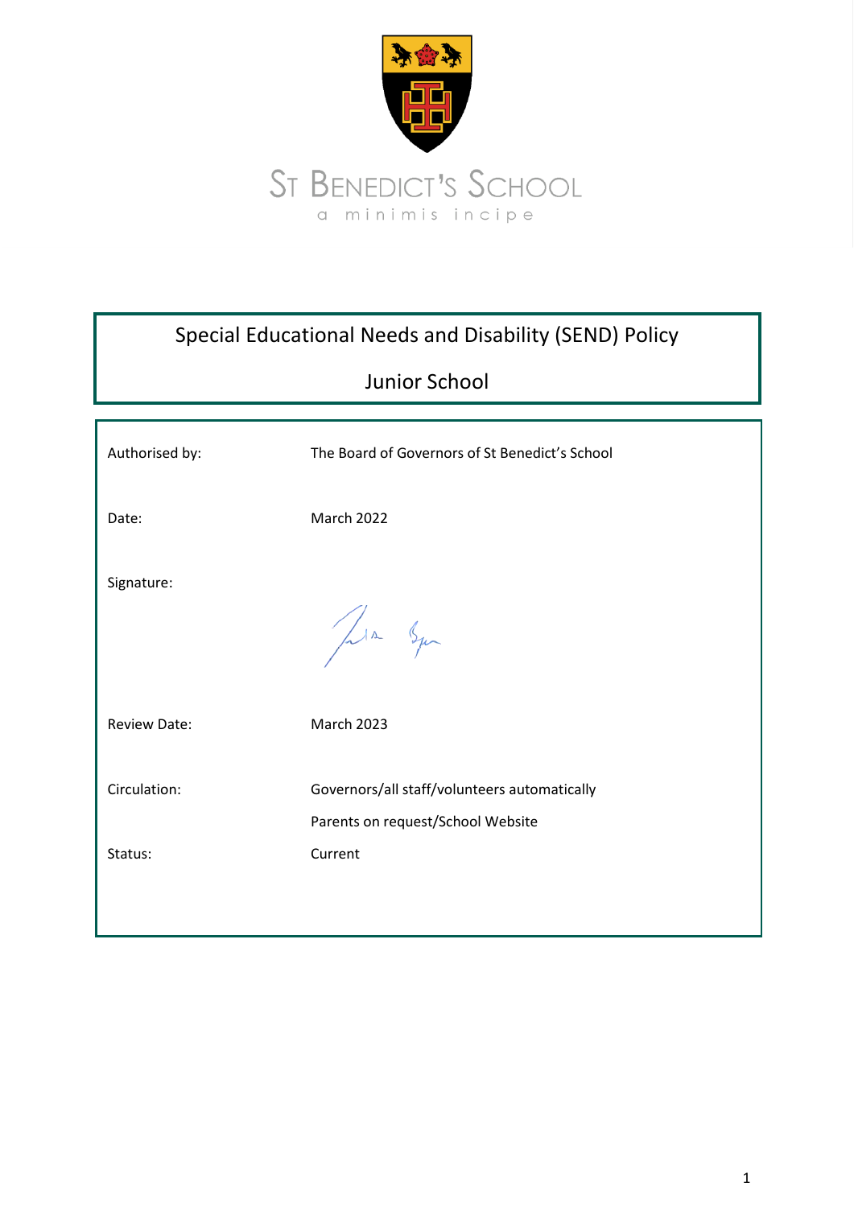ST BENEDICT'S SCHOOL

a minimis incipe

# Special Educational Needs and Disability (SEND) Policy

## Junior School

| | |
|---|---|
| Authorised by: | The Board of Governors of St Benedict's School |
| Date: | March 2022 |
| Signature: | |
| Review Date: | March 2023 |
| Circulation: | Governors/all staff/volunteers automatically<br>Parents on request/School Website |
| Status: | Current |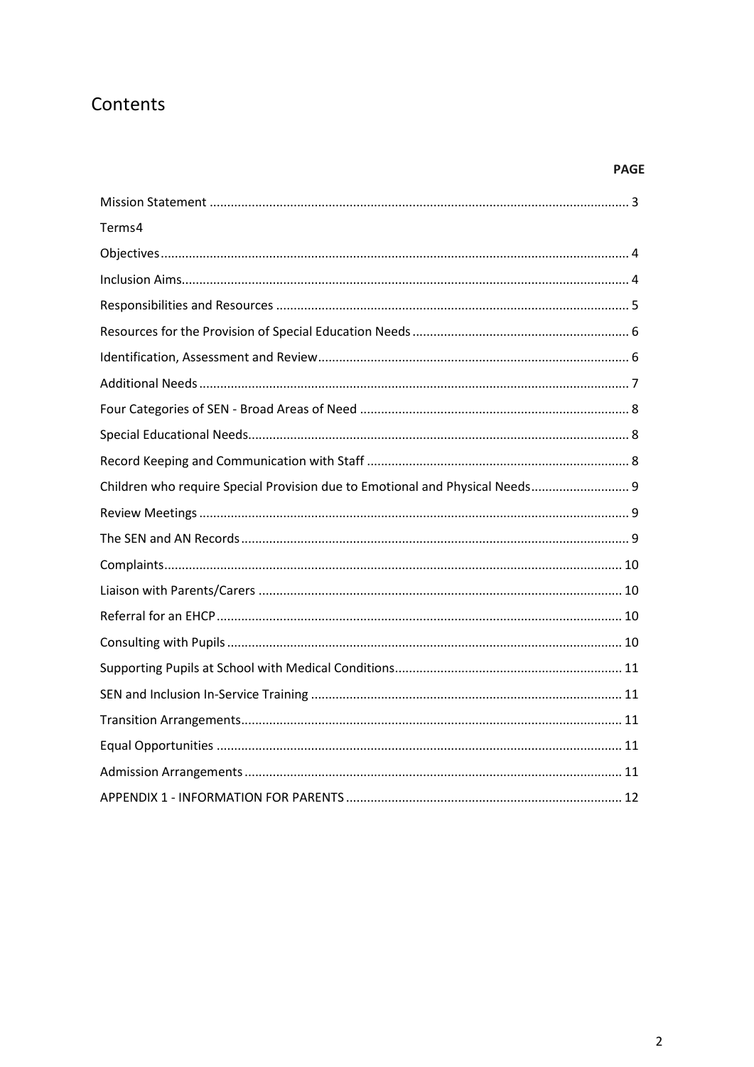# Contents

| | PAGE |
|---|---|
| Mission Statement | 3 |
| Terms4 | |
| Objectives | 4 |
| Inclusion Aims | 4 |
| Responsibilities and Resources | 5 |
| Resources for the Provision of Special Education Needs | 6 |
| Identification, Assessment and Review | 6 |
| Additional Needs | 7 |
| Four Categories of SEN - Broad Areas of Need | 8 |
| Special Educational Needs | 8 |
| Record Keeping and Communication with Staff | 8 |
| Children who require Special Provision due to Emotional and Physical Needs | 9 |
| Review Meetings | 9 |
| The SEN and AN Records | 9 |
| Complaints | 10 |
| Liaison with Parents/Carers | 10 |
| Referral for an EHCP | 10 |
| Consulting with Pupils | 10 |
| Supporting Pupils at School with Medical Conditions | 11 |
| SEN and Inclusion In-Service Training | 11 |
| Transition Arrangements | 11 |
| Equal Opportunities | 11 |
| Admission Arrangements | 11 |
| APPENDIX 1 - INFORMATION FOR PARENTS | 12 |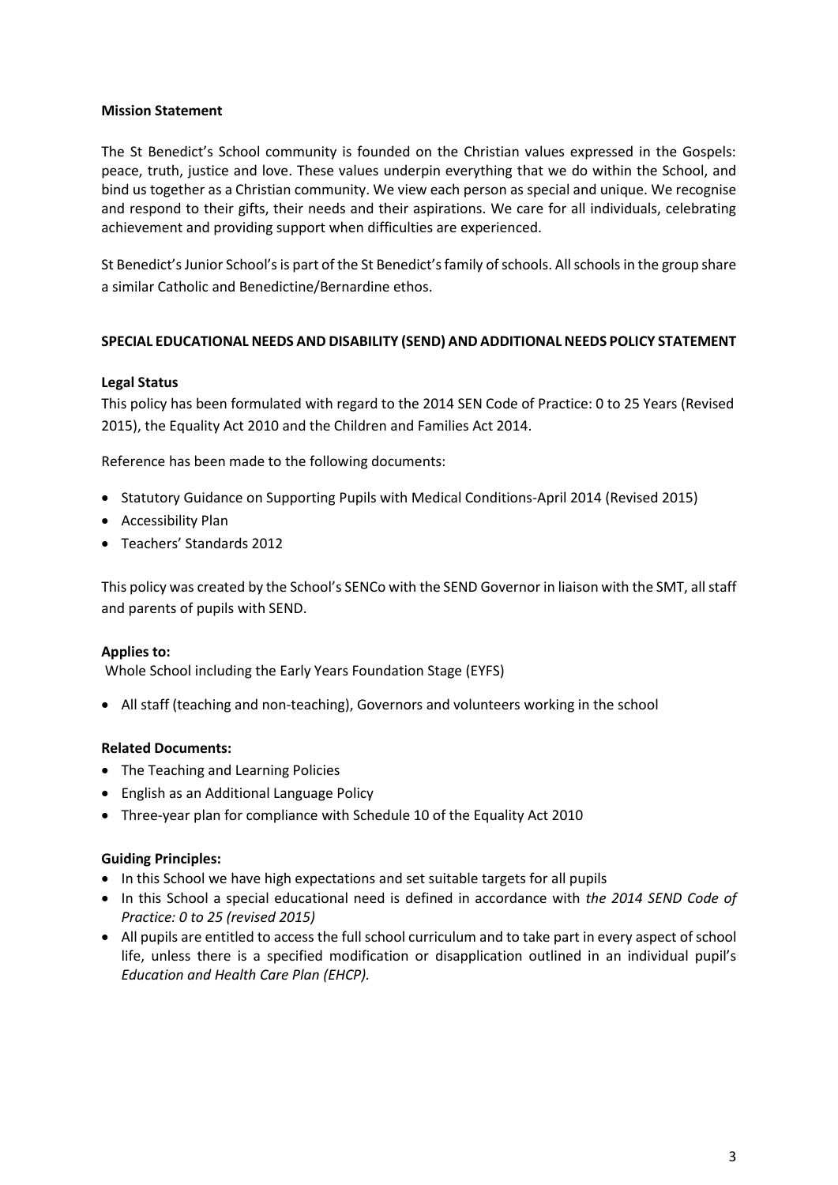**Mission Statement**

The St Benedict's School community is founded on the Christian values expressed in the Gospels: peace, truth, justice and love. These values underpin everything that we do within the School, and bind us together as a Christian community. We view each person as special and unique. We recognise and respond to their gifts, their needs and their aspirations. We care for all individuals, celebrating achievement and providing support when difficulties are experienced.

St Benedict's Junior School's is part of the St Benedict's family of schools. All schools in the group share a similar Catholic and Benedictine/Bernardine ethos.

**SPECIAL EDUCATIONAL NEEDS AND DISABILITY (SEND) AND ADDITIONAL NEEDS POLICY STATEMENT**

**Legal Status**

This policy has been formulated with regard to the 2014 SEN Code of Practice: 0 to 25 Years (Revised 2015), the Equality Act 2010 and the Children and Families Act 2014.

Reference has been made to the following documents:

- Statutory Guidance on Supporting Pupils with Medical Conditions-April 2014 (Revised 2015)
- Accessibility Plan
- Teachers' Standards 2012

This policy was created by the School's SENCo with the SEND Governor in liaison with the SMT, all staff and parents of pupils with SEND.

**Applies to:**

Whole School including the Early Years Foundation Stage (EYFS)

- All staff (teaching and non-teaching), Governors and volunteers working in the school

**Related Documents:**

- The Teaching and Learning Policies
- English as an Additional Language Policy
- Three-year plan for compliance with Schedule 10 of the Equality Act 2010

**Guiding Principles:**

- In this School we have high expectations and set suitable targets for all pupils
- In this School a special educational need is defined in accordance with *the 2014 SEND Code of Practice: 0 to 25 (revised 2015)*
- All pupils are entitled to access the full school curriculum and to take part in every aspect of school life, unless there is a specified modification or disapplication outlined in an individual pupil's *Education and Health Care Plan (EHCP).*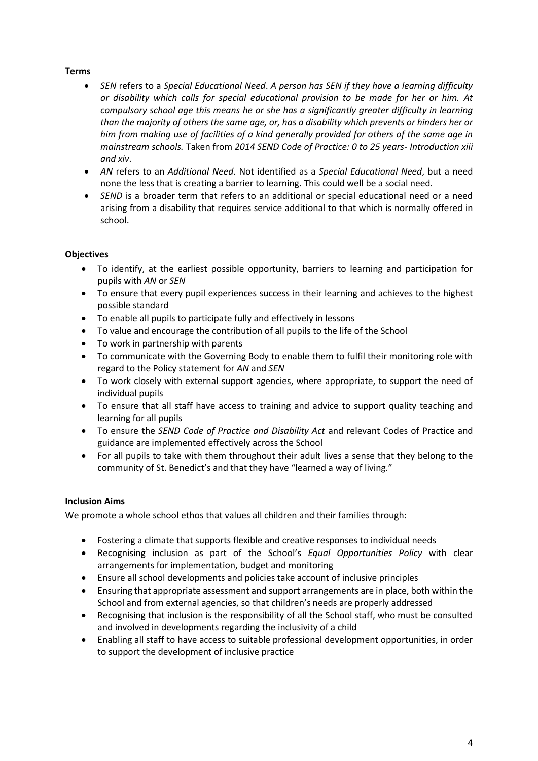**Terms**

- *SEN* refers to a *Special Educational Need*. *A person has SEN if they have a learning difficulty or disability which calls for special educational provision to be made for her or him. At compulsory school age this means he or she has a significantly greater difficulty in learning than the majority of others the same age, or, has a disability which prevents or hinders her or him from making use of facilities of a kind generally provided for others of the same age in mainstream schools.* Taken from *2014 SEND Code of Practice: 0 to 25 years- Introduction xiii and xiv*.
- *AN* refers to an *Additional Need*. Not identified as a *Special Educational Need*, but a need none the less that is creating a barrier to learning. This could well be a social need.
- *SEND* is a broader term that refers to an additional or special educational need or a need arising from a disability that requires service additional to that which is normally offered in school.

**Objectives**

- To identify, at the earliest possible opportunity, barriers to learning and participation for pupils with *AN* or *SEN*
- To ensure that every pupil experiences success in their learning and achieves to the highest possible standard
- To enable all pupils to participate fully and effectively in lessons
- To value and encourage the contribution of all pupils to the life of the School
- To work in partnership with parents
- To communicate with the Governing Body to enable them to fulfil their monitoring role with regard to the Policy statement for *AN* and *SEN*
- To work closely with external support agencies, where appropriate, to support the need of individual pupils
- To ensure that all staff have access to training and advice to support quality teaching and learning for all pupils
- To ensure the *SEND Code of Practice and Disability Act* and relevant Codes of Practice and guidance are implemented effectively across the School
- For all pupils to take with them throughout their adult lives a sense that they belong to the community of St. Benedict's and that they have "learned a way of living."

**Inclusion Aims**

We promote a whole school ethos that values all children and their families through:

- Fostering a climate that supports flexible and creative responses to individual needs
- Recognising inclusion as part of the School's *Equal Opportunities Policy* with clear arrangements for implementation, budget and monitoring
- Ensure all school developments and policies take account of inclusive principles
- Ensuring that appropriate assessment and support arrangements are in place, both within the School and from external agencies, so that children's needs are properly addressed
- Recognising that inclusion is the responsibility of all the School staff, who must be consulted and involved in developments regarding the inclusivity of a child
- Enabling all staff to have access to suitable professional development opportunities, in order to support the development of inclusive practice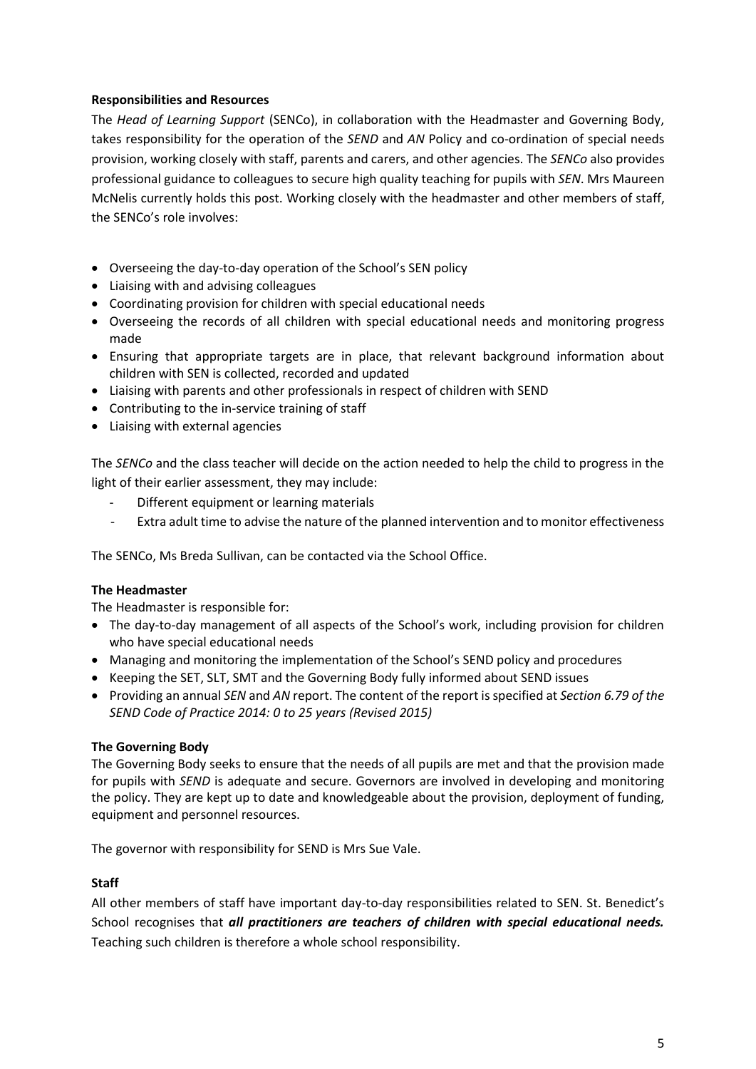**Responsibilities and Resources**

The *Head of Learning Support* (SENCo), in collaboration with the Headmaster and Governing Body, takes responsibility for the operation of the *SEND* and *AN* Policy and co-ordination of special needs provision, working closely with staff, parents and carers, and other agencies. The *SENCo* also provides professional guidance to colleagues to secure high quality teaching for pupils with *SEN*. Mrs Maureen McNelis currently holds this post. Working closely with the headmaster and other members of staff, the SENCo's role involves:

- Overseeing the day-to-day operation of the School's SEN policy
- Liaising with and advising colleagues
- Coordinating provision for children with special educational needs
- Overseeing the records of all children with special educational needs and monitoring progress made
- Ensuring that appropriate targets are in place, that relevant background information about children with SEN is collected, recorded and updated
- Liaising with parents and other professionals in respect of children with SEND
- Contributing to the in-service training of staff
- Liaising with external agencies

The *SENCo* and the class teacher will decide on the action needed to help the child to progress in the light of their earlier assessment, they may include:

- Different equipment or learning materials
- Extra adult time to advise the nature of the planned intervention and to monitor effectiveness

The SENCo, Ms Breda Sullivan, can be contacted via the School Office.

**The Headmaster**

The Headmaster is responsible for:

- The day-to-day management of all aspects of the School's work, including provision for children who have special educational needs
- Managing and monitoring the implementation of the School's SEND policy and procedures
- Keeping the SET, SLT, SMT and the Governing Body fully informed about SEND issues
- Providing an annual *SEN* and *AN* report. The content of the report is specified at *Section 6.79 of the SEND Code of Practice 2014: 0 to 25 years (Revised 2015)*

**The Governing Body**

The Governing Body seeks to ensure that the needs of all pupils are met and that the provision made for pupils with *SEND* is adequate and secure. Governors are involved in developing and monitoring the policy. They are kept up to date and knowledgeable about the provision, deployment of funding, equipment and personnel resources.

The governor with responsibility for SEND is Mrs Sue Vale.

**Staff**

All other members of staff have important day-to-day responsibilities related to SEN. St. Benedict's School recognises that ***all practitioners are teachers of children with special educational needs.*** Teaching such children is therefore a whole school responsibility.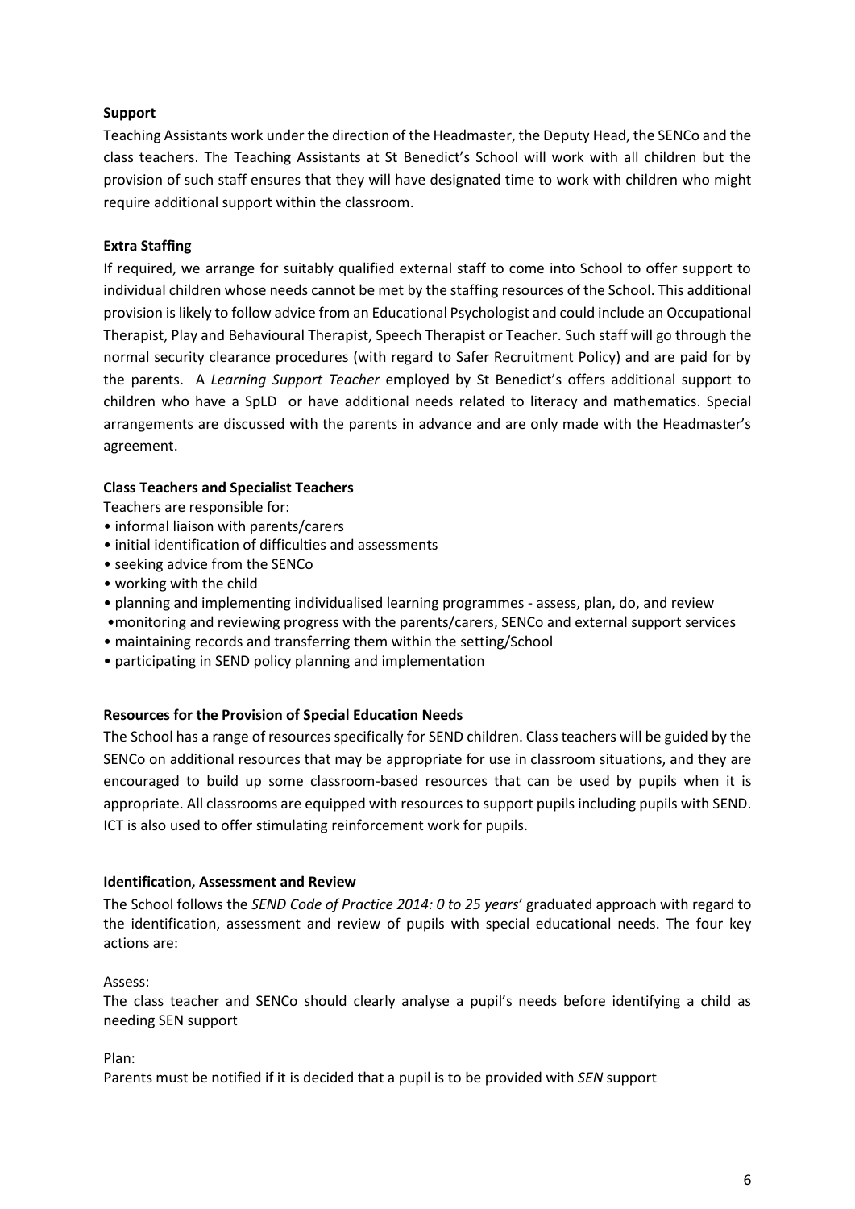**Support**

Teaching Assistants work under the direction of the Headmaster, the Deputy Head, the SENCo and the class teachers. The Teaching Assistants at St Benedict's School will work with all children but the provision of such staff ensures that they will have designated time to work with children who might require additional support within the classroom.

**Extra Staffing**

If required, we arrange for suitably qualified external staff to come into School to offer support to individual children whose needs cannot be met by the staffing resources of the School. This additional provision is likely to follow advice from an Educational Psychologist and could include an Occupational Therapist, Play and Behavioural Therapist, Speech Therapist or Teacher. Such staff will go through the normal security clearance procedures (with regard to Safer Recruitment Policy) and are paid for by the parents. A *Learning Support Teacher* employed by St Benedict's offers additional support to children who have a SpLD or have additional needs related to literacy and mathematics. Special arrangements are discussed with the parents in advance and are only made with the Headmaster's agreement.

**Class Teachers and Specialist Teachers**

Teachers are responsible for:

- informal liaison with parents/carers
- initial identification of difficulties and assessments
- seeking advice from the SENCo
- working with the child
- planning and implementing individualised learning programmes - assess, plan, do, and review
- monitoring and reviewing progress with the parents/carers, SENCo and external support services
- maintaining records and transferring them within the setting/School
- participating in SEND policy planning and implementation

**Resources for the Provision of Special Education Needs**

The School has a range of resources specifically for SEND children. Class teachers will be guided by the SENCo on additional resources that may be appropriate for use in classroom situations, and they are encouraged to build up some classroom-based resources that can be used by pupils when it is appropriate. All classrooms are equipped with resources to support pupils including pupils with SEND. ICT is also used to offer stimulating reinforcement work for pupils.

**Identification, Assessment and Review**

The School follows the *SEND Code of Practice 2014: 0 to 25 years*' graduated approach with regard to the identification, assessment and review of pupils with special educational needs. The four key actions are:

Assess:

The class teacher and SENCo should clearly analyse a pupil's needs before identifying a child as needing SEN support

Plan:

Parents must be notified if it is decided that a pupil is to be provided with *SEN* support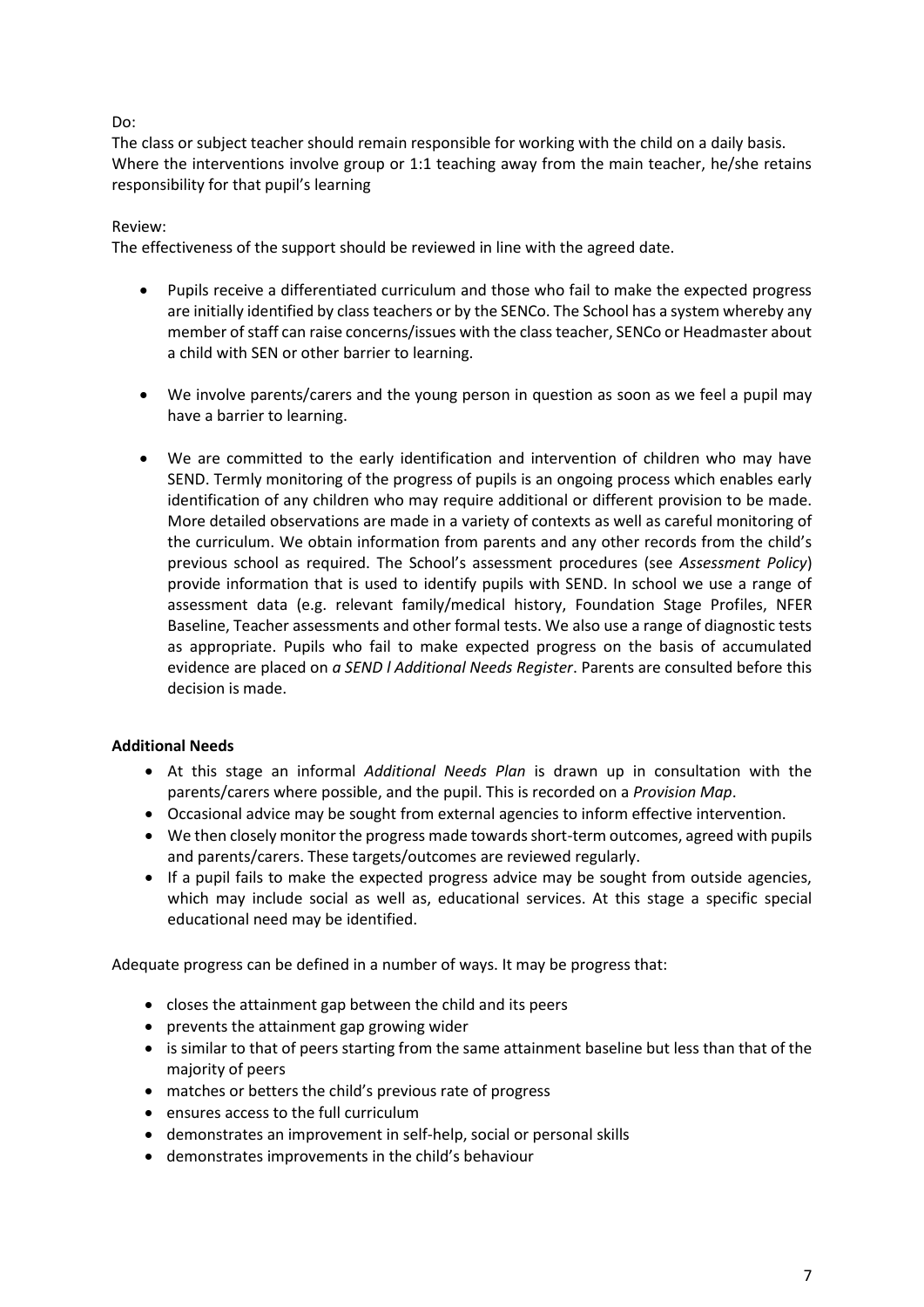Do:

The class or subject teacher should remain responsible for working with the child on a daily basis. Where the interventions involve group or 1:1 teaching away from the main teacher, he/she retains responsibility for that pupil's learning

Review:

The effectiveness of the support should be reviewed in line with the agreed date.

- Pupils receive a differentiated curriculum and those who fail to make the expected progress are initially identified by class teachers or by the SENCo. The School has a system whereby any member of staff can raise concerns/issues with the class teacher, SENCo or Headmaster about a child with SEN or other barrier to learning.
- We involve parents/carers and the young person in question as soon as we feel a pupil may have a barrier to learning.
- We are committed to the early identification and intervention of children who may have SEND. Termly monitoring of the progress of pupils is an ongoing process which enables early identification of any children who may require additional or different provision to be made. More detailed observations are made in a variety of contexts as well as careful monitoring of the curriculum. We obtain information from parents and any other records from the child's previous school as required. The School's assessment procedures (see *Assessment Policy*) provide information that is used to identify pupils with SEND. In school we use a range of assessment data (e.g. relevant family/medical history, Foundation Stage Profiles, NFER Baseline, Teacher assessments and other formal tests. We also use a range of diagnostic tests as appropriate. Pupils who fail to make expected progress on the basis of accumulated evidence are placed on *a SEND l Additional Needs Register*. Parents are consulted before this decision is made.

**Additional Needs**

- At this stage an informal *Additional Needs Plan* is drawn up in consultation with the parents/carers where possible, and the pupil. This is recorded on a *Provision Map*.
- Occasional advice may be sought from external agencies to inform effective intervention.
- We then closely monitor the progress made towards short-term outcomes, agreed with pupils and parents/carers. These targets/outcomes are reviewed regularly.
- If a pupil fails to make the expected progress advice may be sought from outside agencies, which may include social as well as, educational services. At this stage a specific special educational need may be identified.

Adequate progress can be defined in a number of ways. It may be progress that:

- closes the attainment gap between the child and its peers
- prevents the attainment gap growing wider
- is similar to that of peers starting from the same attainment baseline but less than that of the majority of peers
- matches or betters the child's previous rate of progress
- ensures access to the full curriculum
- demonstrates an improvement in self-help, social or personal skills
- demonstrates improvements in the child's behaviour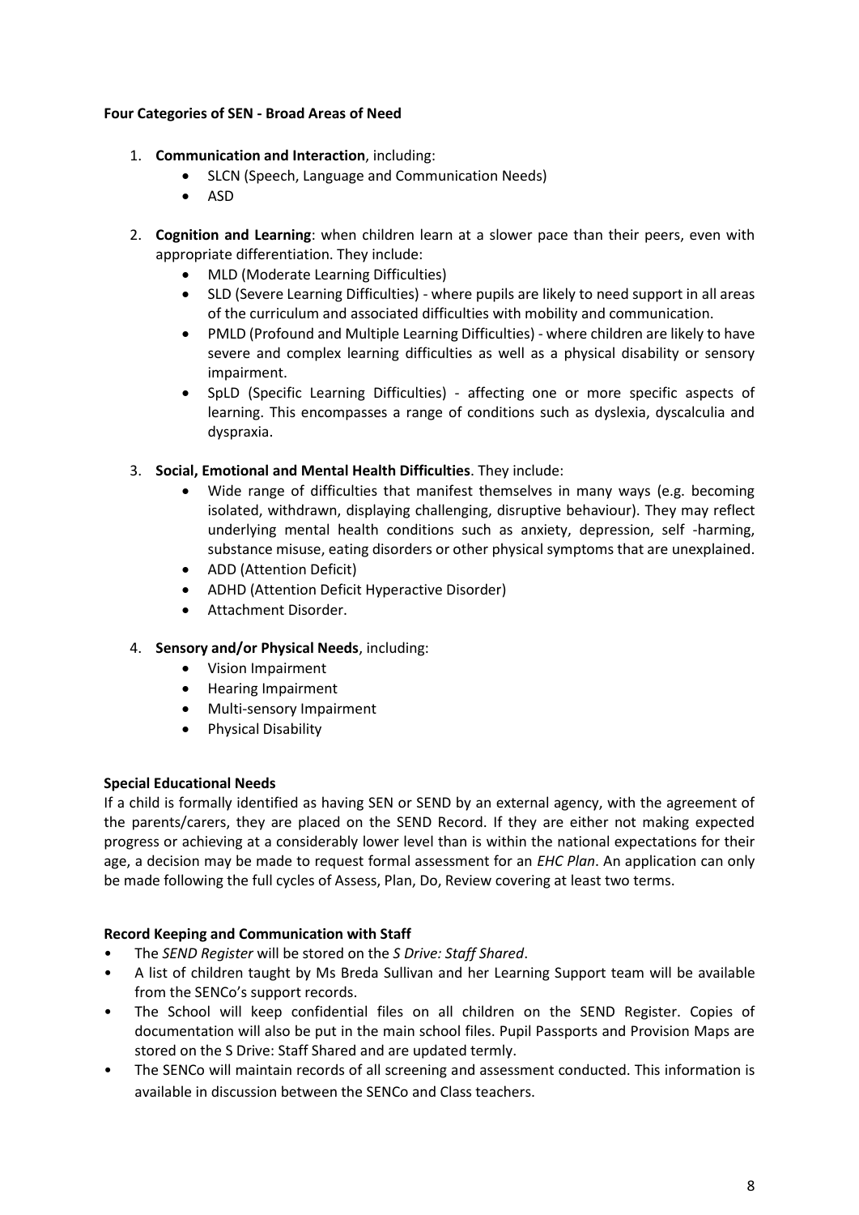**Four Categories of SEN - Broad Areas of Need**

1. **Communication and Interaction**, including:
    - SLCN (Speech, Language and Communication Needs)
    - ASD
2. **Cognition and Learning**: when children learn at a slower pace than their peers, even with appropriate differentiation. They include:
    - MLD (Moderate Learning Difficulties)
    - SLD (Severe Learning Difficulties) - where pupils are likely to need support in all areas of the curriculum and associated difficulties with mobility and communication.
    - PMLD (Profound and Multiple Learning Difficulties) - where children are likely to have severe and complex learning difficulties as well as a physical disability or sensory impairment.
    - SpLD (Specific Learning Difficulties) - affecting one or more specific aspects of learning. This encompasses a range of conditions such as dyslexia, dyscalculia and dyspraxia.
3. **Social, Emotional and Mental Health Difficulties**. They include:
    - Wide range of difficulties that manifest themselves in many ways (e.g. becoming isolated, withdrawn, displaying challenging, disruptive behaviour). They may reflect underlying mental health conditions such as anxiety, depression, self -harming, substance misuse, eating disorders or other physical symptoms that are unexplained.
    - ADD (Attention Deficit)
    - ADHD (Attention Deficit Hyperactive Disorder)
    - Attachment Disorder.
4. **Sensory and/or Physical Needs**, including:
    - Vision Impairment
    - Hearing Impairment
    - Multi-sensory Impairment
    - Physical Disability

**Special Educational Needs**

If a child is formally identified as having SEN or SEND by an external agency, with the agreement of the parents/carers, they are placed on the SEND Record. If they are either not making expected progress or achieving at a considerably lower level than is within the national expectations for their age, a decision may be made to request formal assessment for an *EHC Plan*. An application can only be made following the full cycles of Assess, Plan, Do, Review covering at least two terms.

**Record Keeping and Communication with Staff**

- The *SEND Register* will be stored on the *S Drive: Staff Shared*.
- A list of children taught by Ms Breda Sullivan and her Learning Support team will be available from the SENCo's support records.
- The School will keep confidential files on all children on the SEND Register. Copies of documentation will also be put in the main school files. Pupil Passports and Provision Maps are stored on the S Drive: Staff Shared and are updated termly.
- The SENCo will maintain records of all screening and assessment conducted. This information is available in discussion between the SENCo and Class teachers.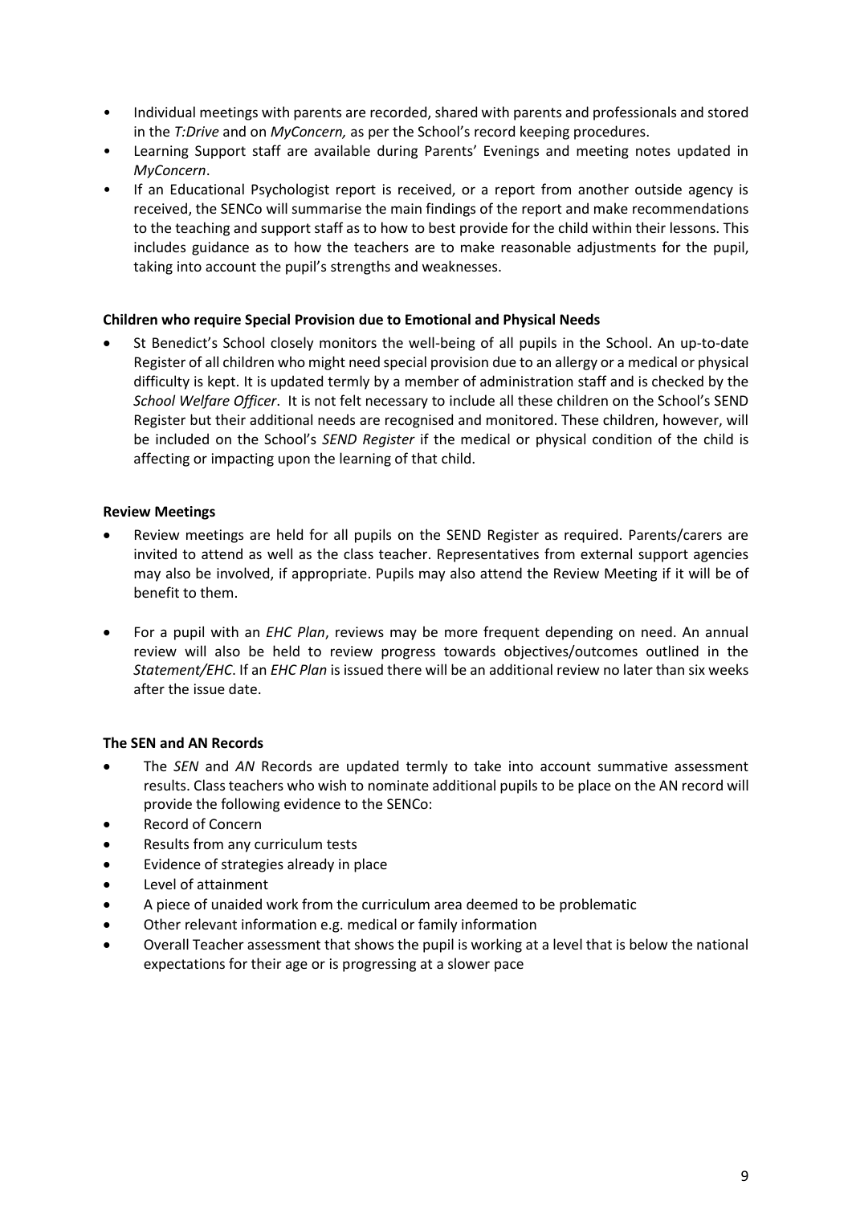- Individual meetings with parents are recorded, shared with parents and professionals and stored in the *T:Drive* and on *MyConcern,* as per the School's record keeping procedures.
- Learning Support staff are available during Parents' Evenings and meeting notes updated in *MyConcern*.
- If an Educational Psychologist report is received, or a report from another outside agency is received, the SENCo will summarise the main findings of the report and make recommendations to the teaching and support staff as to how to best provide for the child within their lessons. This includes guidance as to how the teachers are to make reasonable adjustments for the pupil, taking into account the pupil's strengths and weaknesses.

**Children who require Special Provision due to Emotional and Physical Needs**

- St Benedict's School closely monitors the well-being of all pupils in the School. An up-to-date Register of all children who might need special provision due to an allergy or a medical or physical difficulty is kept. It is updated termly by a member of administration staff and is checked by the *School Welfare Officer*. It is not felt necessary to include all these children on the School's SEND Register but their additional needs are recognised and monitored. These children, however, will be included on the School's *SEND Register* if the medical or physical condition of the child is affecting or impacting upon the learning of that child.

**Review Meetings**

- Review meetings are held for all pupils on the SEND Register as required. Parents/carers are invited to attend as well as the class teacher. Representatives from external support agencies may also be involved, if appropriate. Pupils may also attend the Review Meeting if it will be of benefit to them.

- For a pupil with an *EHC Plan*, reviews may be more frequent depending on need. An annual review will also be held to review progress towards objectives/outcomes outlined in the *Statement/EHC*. If an *EHC Plan* is issued there will be an additional review no later than six weeks after the issue date.

**The SEN and AN Records**

- The *SEN* and *AN* Records are updated termly to take into account summative assessment results. Class teachers who wish to nominate additional pupils to be place on the AN record will provide the following evidence to the SENCo:
- Record of Concern
- Results from any curriculum tests
- Evidence of strategies already in place
- Level of attainment
- A piece of unaided work from the curriculum area deemed to be problematic
- Other relevant information e.g. medical or family information
- Overall Teacher assessment that shows the pupil is working at a level that is below the national expectations for their age or is progressing at a slower pace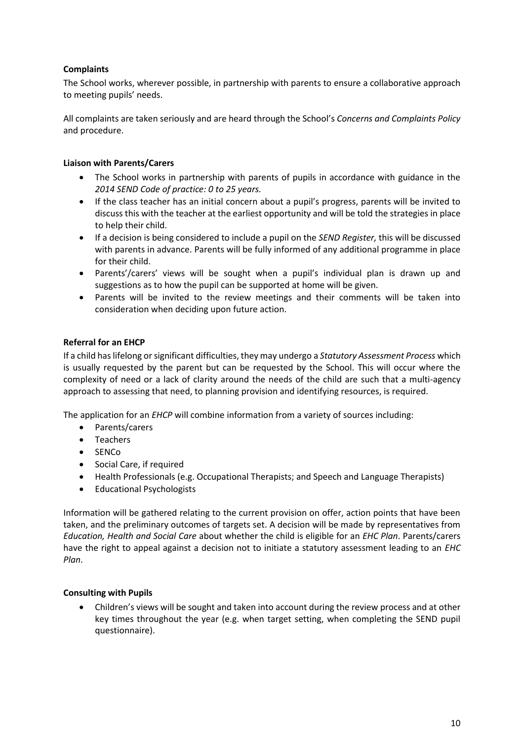**Complaints**

The School works, wherever possible, in partnership with parents to ensure a collaborative approach to meeting pupils' needs.

All complaints are taken seriously and are heard through the School's *Concerns and Complaints Policy* and procedure.

**Liaison with Parents/Carers**

- The School works in partnership with parents of pupils in accordance with guidance in the *2014 SEND Code of practice: 0 to 25 years.*
- If the class teacher has an initial concern about a pupil's progress, parents will be invited to discuss this with the teacher at the earliest opportunity and will be told the strategies in place to help their child.
- If a decision is being considered to include a pupil on the *SEND Register,* this will be discussed with parents in advance. Parents will be fully informed of any additional programme in place for their child.
- Parents'/carers' views will be sought when a pupil's individual plan is drawn up and suggestions as to how the pupil can be supported at home will be given.
- Parents will be invited to the review meetings and their comments will be taken into consideration when deciding upon future action.

**Referral for an EHCP**

If a child has lifelong or significant difficulties, they may undergo a *Statutory Assessment Process* which is usually requested by the parent but can be requested by the School. This will occur where the complexity of need or a lack of clarity around the needs of the child are such that a multi-agency approach to assessing that need, to planning provision and identifying resources, is required.

The application for an *EHCP* will combine information from a variety of sources including:

- Parents/carers
- Teachers
- SENCo
- Social Care, if required
- Health Professionals (e.g. Occupational Therapists; and Speech and Language Therapists)
- Educational Psychologists

Information will be gathered relating to the current provision on offer, action points that have been taken, and the preliminary outcomes of targets set. A decision will be made by representatives from *Education, Health and Social Care* about whether the child is eligible for an *EHC Plan*. Parents/carers have the right to appeal against a decision not to initiate a statutory assessment leading to an *EHC Plan*.

**Consulting with Pupils**

- Children's views will be sought and taken into account during the review process and at other key times throughout the year (e.g. when target setting, when completing the SEND pupil questionnaire).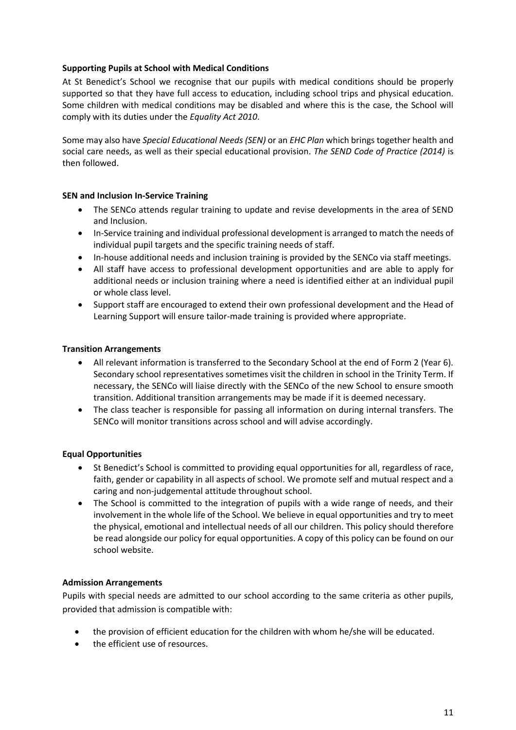**Supporting Pupils at School with Medical Conditions**

At St Benedict's School we recognise that our pupils with medical conditions should be properly supported so that they have full access to education, including school trips and physical education. Some children with medical conditions may be disabled and where this is the case, the School will comply with its duties under the *Equality Act 2010*.

Some may also have *Special Educational Needs (SEN)* or an *EHC Plan* which brings together health and social care needs, as well as their special educational provision. *The SEND Code of Practice (2014)* is then followed.

**SEN and Inclusion In-Service Training**

- The SENCo attends regular training to update and revise developments in the area of SEND and Inclusion.
- In-Service training and individual professional development is arranged to match the needs of individual pupil targets and the specific training needs of staff.
- In-house additional needs and inclusion training is provided by the SENCo via staff meetings.
- All staff have access to professional development opportunities and are able to apply for additional needs or inclusion training where a need is identified either at an individual pupil or whole class level.
- Support staff are encouraged to extend their own professional development and the Head of Learning Support will ensure tailor-made training is provided where appropriate.

**Transition Arrangements**

- All relevant information is transferred to the Secondary School at the end of Form 2 (Year 6). Secondary school representatives sometimes visit the children in school in the Trinity Term. If necessary, the SENCo will liaise directly with the SENCo of the new School to ensure smooth transition. Additional transition arrangements may be made if it is deemed necessary.
- The class teacher is responsible for passing all information on during internal transfers. The SENCo will monitor transitions across school and will advise accordingly.

**Equal Opportunities**

- St Benedict's School is committed to providing equal opportunities for all, regardless of race, faith, gender or capability in all aspects of school. We promote self and mutual respect and a caring and non-judgemental attitude throughout school.
- The School is committed to the integration of pupils with a wide range of needs, and their involvement in the whole life of the School. We believe in equal opportunities and try to meet the physical, emotional and intellectual needs of all our children. This policy should therefore be read alongside our policy for equal opportunities. A copy of this policy can be found on our school website.

**Admission Arrangements**

Pupils with special needs are admitted to our school according to the same criteria as other pupils, provided that admission is compatible with:

- the provision of efficient education for the children with whom he/she will be educated.
- the efficient use of resources.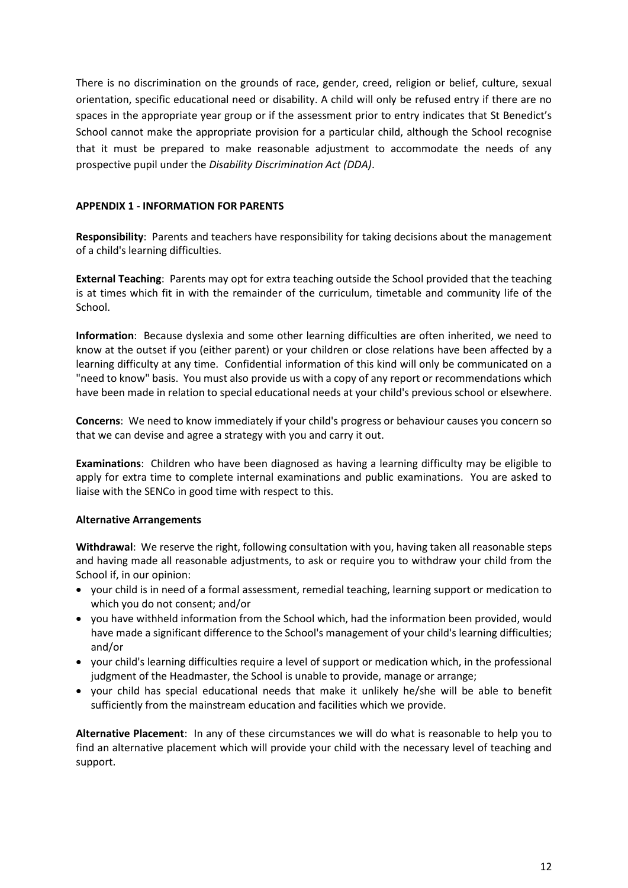There is no discrimination on the grounds of race, gender, creed, religion or belief, culture, sexual orientation, specific educational need or disability. A child will only be refused entry if there are no spaces in the appropriate year group or if the assessment prior to entry indicates that St Benedict's School cannot make the appropriate provision for a particular child, although the School recognise that it must be prepared to make reasonable adjustment to accommodate the needs of any prospective pupil under the *Disability Discrimination Act (DDA)*.

**APPENDIX 1 - INFORMATION FOR PARENTS**

**Responsibility**: Parents and teachers have responsibility for taking decisions about the management of a child's learning difficulties.

**External Teaching**: Parents may opt for extra teaching outside the School provided that the teaching is at times which fit in with the remainder of the curriculum, timetable and community life of the School.

**Information**: Because dyslexia and some other learning difficulties are often inherited, we need to know at the outset if you (either parent) or your children or close relations have been affected by a learning difficulty at any time. Confidential information of this kind will only be communicated on a "need to know" basis. You must also provide us with a copy of any report or recommendations which have been made in relation to special educational needs at your child's previous school or elsewhere.

**Concerns**: We need to know immediately if your child's progress or behaviour causes you concern so that we can devise and agree a strategy with you and carry it out.

**Examinations**: Children who have been diagnosed as having a learning difficulty may be eligible to apply for extra time to complete internal examinations and public examinations. You are asked to liaise with the SENCo in good time with respect to this.

**Alternative Arrangements**

**Withdrawal**: We reserve the right, following consultation with you, having taken all reasonable steps and having made all reasonable adjustments, to ask or require you to withdraw your child from the School if, in our opinion:

- your child is in need of a formal assessment, remedial teaching, learning support or medication to which you do not consent; and/or
- you have withheld information from the School which, had the information been provided, would have made a significant difference to the School's management of your child's learning difficulties; and/or
- your child's learning difficulties require a level of support or medication which, in the professional judgment of the Headmaster, the School is unable to provide, manage or arrange;
- your child has special educational needs that make it unlikely he/she will be able to benefit sufficiently from the mainstream education and facilities which we provide.

**Alternative Placement**: In any of these circumstances we will do what is reasonable to help you to find an alternative placement which will provide your child with the necessary level of teaching and support.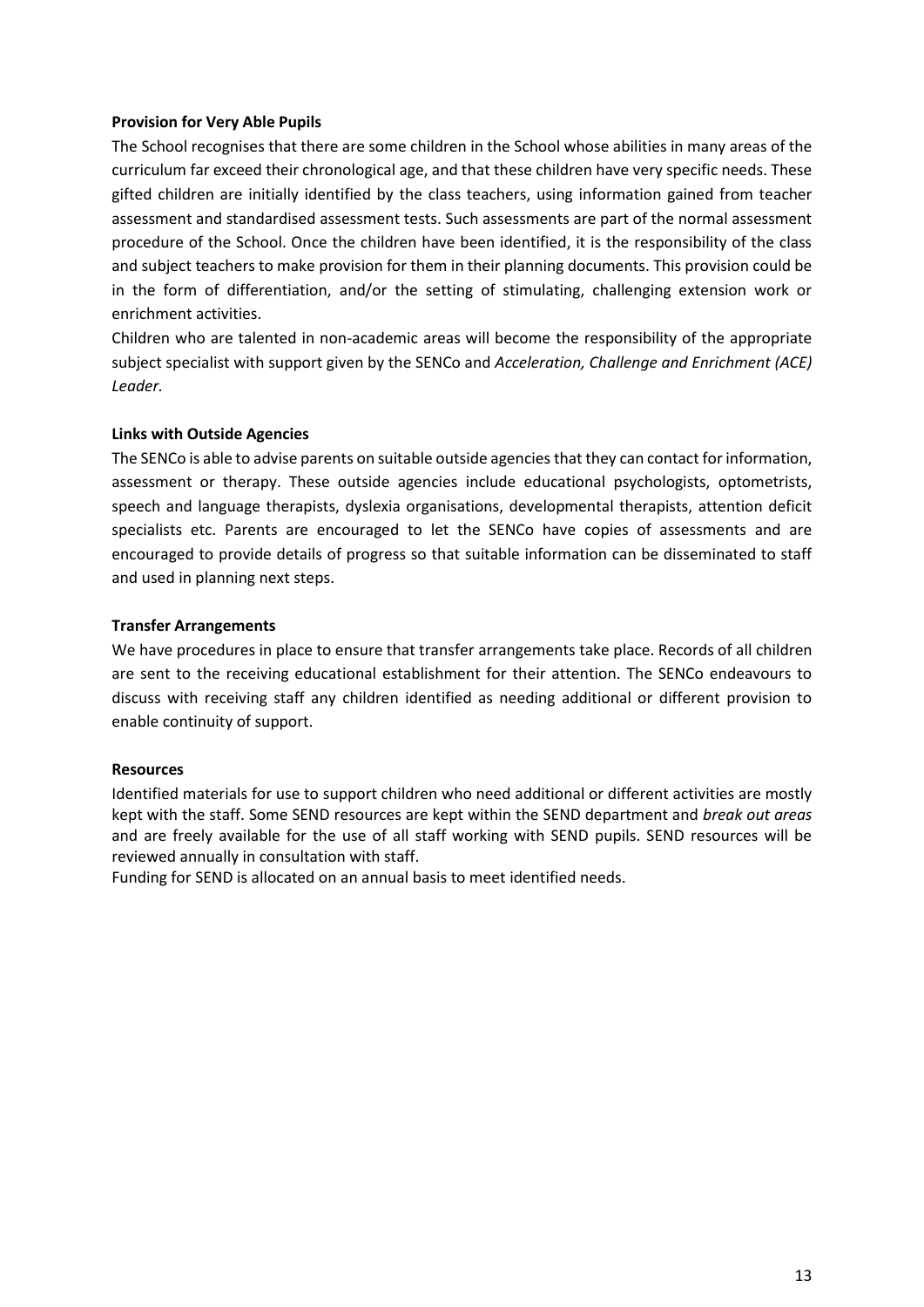**Provision for Very Able Pupils**

The School recognises that there are some children in the School whose abilities in many areas of the curriculum far exceed their chronological age, and that these children have very specific needs. These gifted children are initially identified by the class teachers, using information gained from teacher assessment and standardised assessment tests. Such assessments are part of the normal assessment procedure of the School. Once the children have been identified, it is the responsibility of the class and subject teachers to make provision for them in their planning documents. This provision could be in the form of differentiation, and/or the setting of stimulating, challenging extension work or enrichment activities.

Children who are talented in non-academic areas will become the responsibility of the appropriate subject specialist with support given by the SENCo and *Acceleration, Challenge and Enrichment (ACE) Leader.*

**Links with Outside Agencies**

The SENCo is able to advise parents on suitable outside agencies that they can contact for information, assessment or therapy. These outside agencies include educational psychologists, optometrists, speech and language therapists, dyslexia organisations, developmental therapists, attention deficit specialists etc. Parents are encouraged to let the SENCo have copies of assessments and are encouraged to provide details of progress so that suitable information can be disseminated to staff and used in planning next steps.

**Transfer Arrangements**

We have procedures in place to ensure that transfer arrangements take place. Records of all children are sent to the receiving educational establishment for their attention. The SENCo endeavours to discuss with receiving staff any children identified as needing additional or different provision to enable continuity of support.

**Resources**

Identified materials for use to support children who need additional or different activities are mostly kept with the staff. Some SEND resources are kept within the SEND department and *break out areas* and are freely available for the use of all staff working with SEND pupils. SEND resources will be reviewed annually in consultation with staff.

Funding for SEND is allocated on an annual basis to meet identified needs.